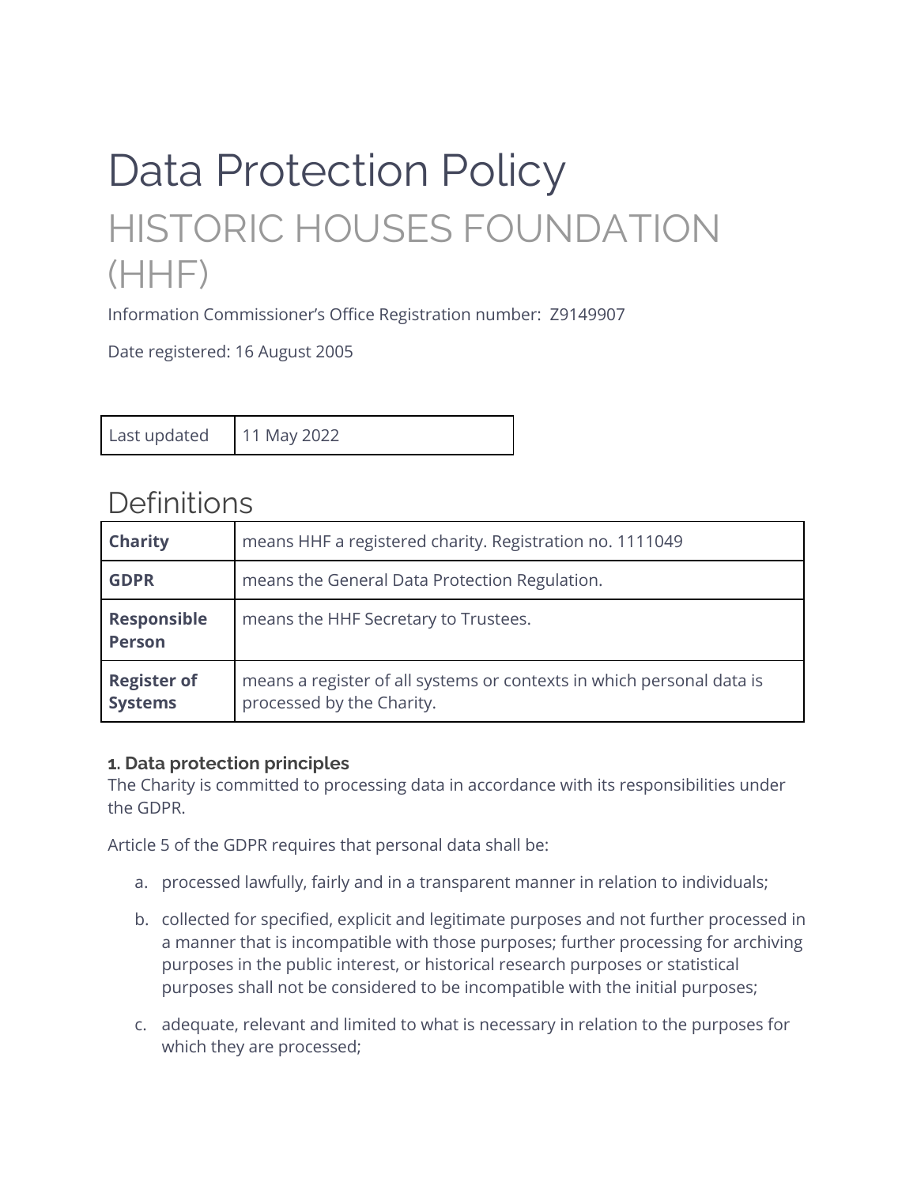# Data Protection Policy

## HISTORIC HOUSES FOUNDATION (HHF)

Information Commissioner's Office Registration number: Z9149907

Date registered: 16 August 2005

| Last updated | 11 May 2022 |
|---|---|

## Definitions

| | |
|---|---|
| **Charity** | means HHF a registered charity. Registration no. 1111049 |
| **GDPR** | means the General Data Protection Regulation. |
| **Responsible Person** | means the HHF Secretary to Trustees. |
| **Register of Systems** | means a register of all systems or contexts in which personal data is processed by the Charity. |

### 1. Data protection principles

The Charity is committed to processing data in accordance with its responsibilities under the GDPR.

Article 5 of the GDPR requires that personal data shall be:

a. processed lawfully, fairly and in a transparent manner in relation to individuals;

b. collected for specified, explicit and legitimate purposes and not further processed in a manner that is incompatible with those purposes; further processing for archiving purposes in the public interest, or historical research purposes or statistical purposes shall not be considered to be incompatible with the initial purposes;

c. adequate, relevant and limited to what is necessary in relation to the purposes for which they are processed;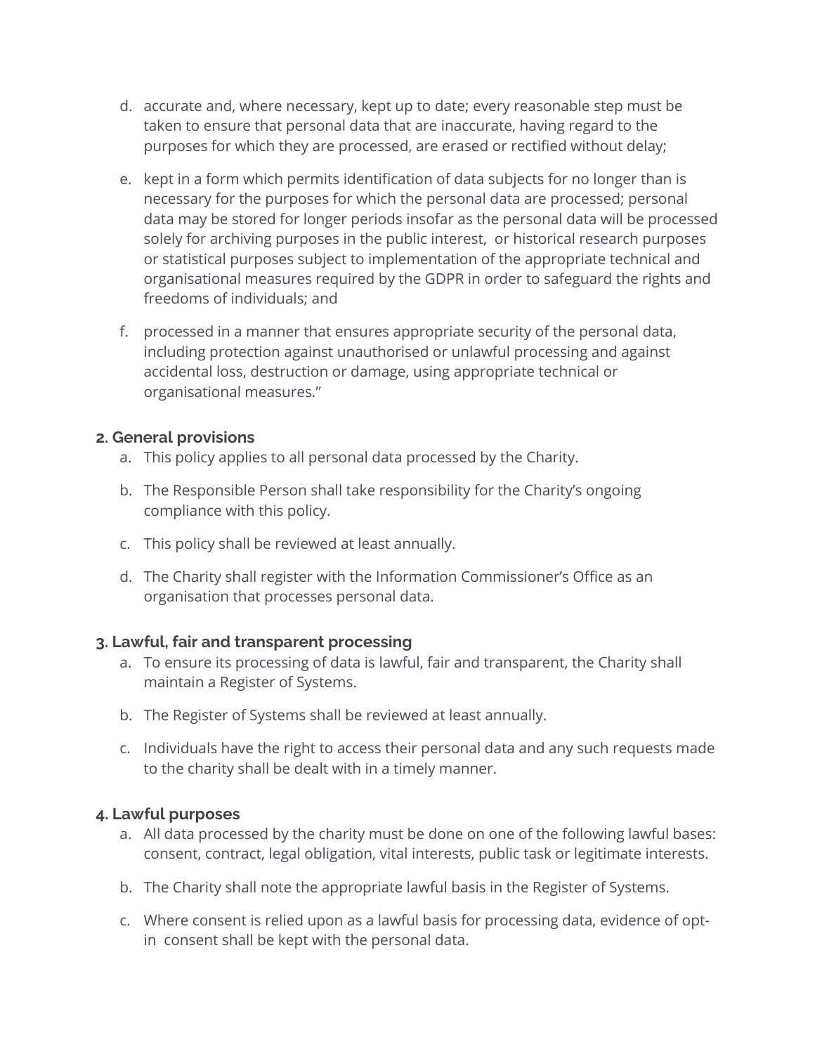d. accurate and, where necessary, kept up to date; every reasonable step must be taken to ensure that personal data that are inaccurate, having regard to the purposes for which they are processed, are erased or rectified without delay;

e. kept in a form which permits identification of data subjects for no longer than is necessary for the purposes for which the personal data are processed; personal data may be stored for longer periods insofar as the personal data will be processed solely for archiving purposes in the public interest, or historical research purposes or statistical purposes subject to implementation of the appropriate technical and organisational measures required by the GDPR in order to safeguard the rights and freedoms of individuals; and

f. processed in a manner that ensures appropriate security of the personal data, including protection against unauthorised or unlawful processing and against accidental loss, destruction or damage, using appropriate technical or organisational measures."

### 2. General provisions

a. This policy applies to all personal data processed by the Charity.

b. The Responsible Person shall take responsibility for the Charity's ongoing compliance with this policy.

c. This policy shall be reviewed at least annually.

d. The Charity shall register with the Information Commissioner's Office as an organisation that processes personal data.

### 3. Lawful, fair and transparent processing

a. To ensure its processing of data is lawful, fair and transparent, the Charity shall maintain a Register of Systems.

b. The Register of Systems shall be reviewed at least annually.

c. Individuals have the right to access their personal data and any such requests made to the charity shall be dealt with in a timely manner.

### 4. Lawful purposes

a. All data processed by the charity must be done on one of the following lawful bases: consent, contract, legal obligation, vital interests, public task or legitimate interests.

b. The Charity shall note the appropriate lawful basis in the Register of Systems.

c. Where consent is relied upon as a lawful basis for processing data, evidence of opt-in consent shall be kept with the personal data.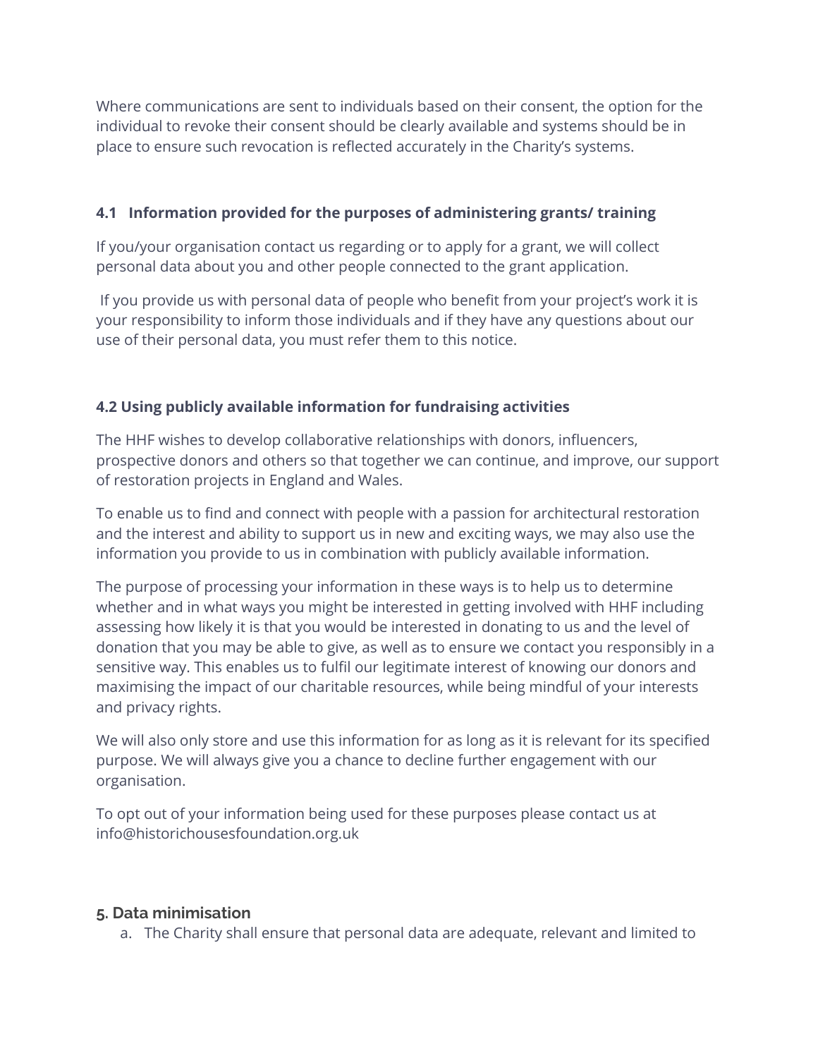Where communications are sent to individuals based on their consent, the option for the individual to revoke their consent should be clearly available and systems should be in place to ensure such revocation is reflected accurately in the Charity's systems.

### 4.1 Information provided for the purposes of administering grants/ training

If you/your organisation contact us regarding or to apply for a grant, we will collect personal data about you and other people connected to the grant application.

If you provide us with personal data of people who benefit from your project's work it is your responsibility to inform those individuals and if they have any questions about our use of their personal data, you must refer them to this notice.

### 4.2 Using publicly available information for fundraising activities

The HHF wishes to develop collaborative relationships with donors, influencers, prospective donors and others so that together we can continue, and improve, our support of restoration projects in England and Wales.

To enable us to find and connect with people with a passion for architectural restoration and the interest and ability to support us in new and exciting ways, we may also use the information you provide to us in combination with publicly available information.

The purpose of processing your information in these ways is to help us to determine whether and in what ways you might be interested in getting involved with HHF including assessing how likely it is that you would be interested in donating to us and the level of donation that you may be able to give, as well as to ensure we contact you responsibly in a sensitive way. This enables us to fulfil our legitimate interest of knowing our donors and maximising the impact of our charitable resources, while being mindful of your interests and privacy rights.

We will also only store and use this information for as long as it is relevant for its specified purpose. We will always give you a chance to decline further engagement with our organisation.

To opt out of your information being used for these purposes please contact us at info@historichousesfoundation.org.uk

## 5. Data minimisation

a. The Charity shall ensure that personal data are adequate, relevant and limited to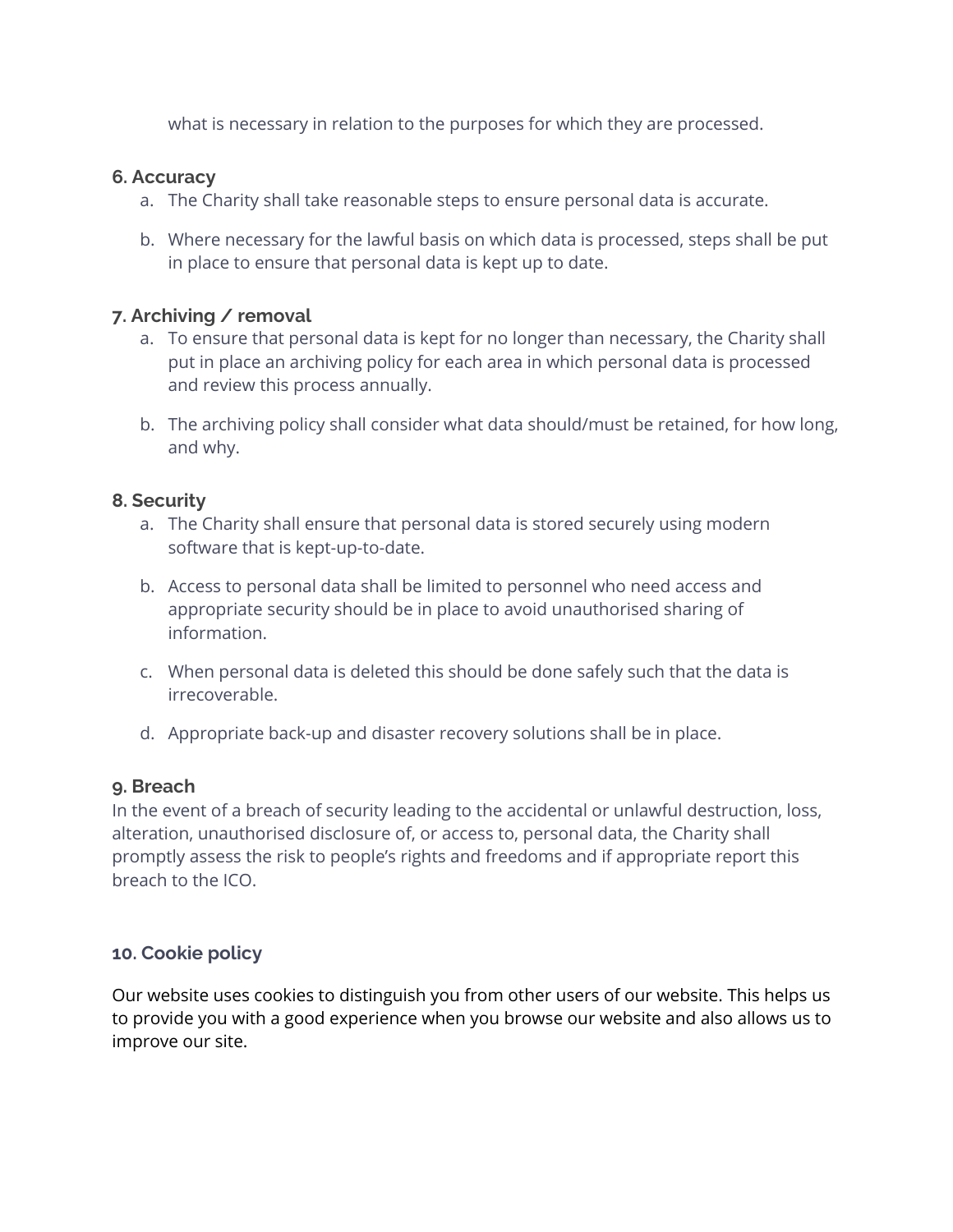what is necessary in relation to the purposes for which they are processed.

### 6. Accuracy

a. The Charity shall take reasonable steps to ensure personal data is accurate.

b. Where necessary for the lawful basis on which data is processed, steps shall be put in place to ensure that personal data is kept up to date.

### 7. Archiving / removal

a. To ensure that personal data is kept for no longer than necessary, the Charity shall put in place an archiving policy for each area in which personal data is processed and review this process annually.

b. The archiving policy shall consider what data should/must be retained, for how long, and why.

### 8. Security

a. The Charity shall ensure that personal data is stored securely using modern software that is kept-up-to-date.

b. Access to personal data shall be limited to personnel who need access and appropriate security should be in place to avoid unauthorised sharing of information.

c. When personal data is deleted this should be done safely such that the data is irrecoverable.

d. Appropriate back-up and disaster recovery solutions shall be in place.

### 9. Breach

In the event of a breach of security leading to the accidental or unlawful destruction, loss, alteration, unauthorised disclosure of, or access to, personal data, the Charity shall promptly assess the risk to people's rights and freedoms and if appropriate report this breach to the ICO.

### 10. Cookie policy

Our website uses cookies to distinguish you from other users of our website. This helps us to provide you with a good experience when you browse our website and also allows us to improve our site.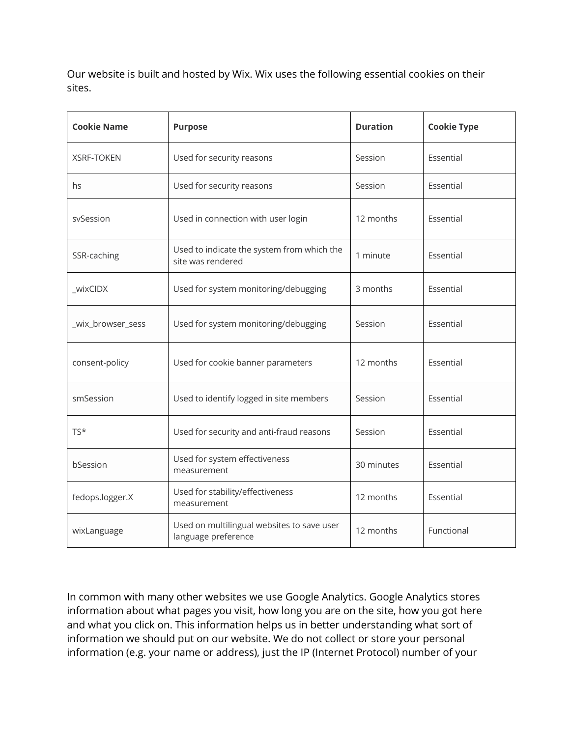Our website is built and hosted by Wix. Wix uses the following essential cookies on their sites.

| Cookie Name | Purpose | Duration | Cookie Type |
| --- | --- | --- | --- |
| XSRF-TOKEN | Used for security reasons | Session | Essential |
| hs | Used for security reasons | Session | Essential |
| svSession | Used in connection with user login | 12 months | Essential |
| SSR-caching | Used to indicate the system from which the site was rendered | 1 minute | Essential |
| _wixCIDX | Used for system monitoring/debugging | 3 months | Essential |
| _wix_browser_sess | Used for system monitoring/debugging | Session | Essential |
| consent-policy | Used for cookie banner parameters | 12 months | Essential |
| smSession | Used to identify logged in site members | Session | Essential |
| TS* | Used for security and anti-fraud reasons | Session | Essential |
| bSession | Used for system effectiveness measurement | 30 minutes | Essential |
| fedops.logger.X | Used for stability/effectiveness measurement | 12 months | Essential |
| wixLanguage | Used on multilingual websites to save user language preference | 12 months | Functional |

In common with many other websites we use Google Analytics. Google Analytics stores information about what pages you visit, how long you are on the site, how you got here and what you click on. This information helps us in better understanding what sort of information we should put on our website. We do not collect or store your personal information (e.g. your name or address), just the IP (Internet Protocol) number of your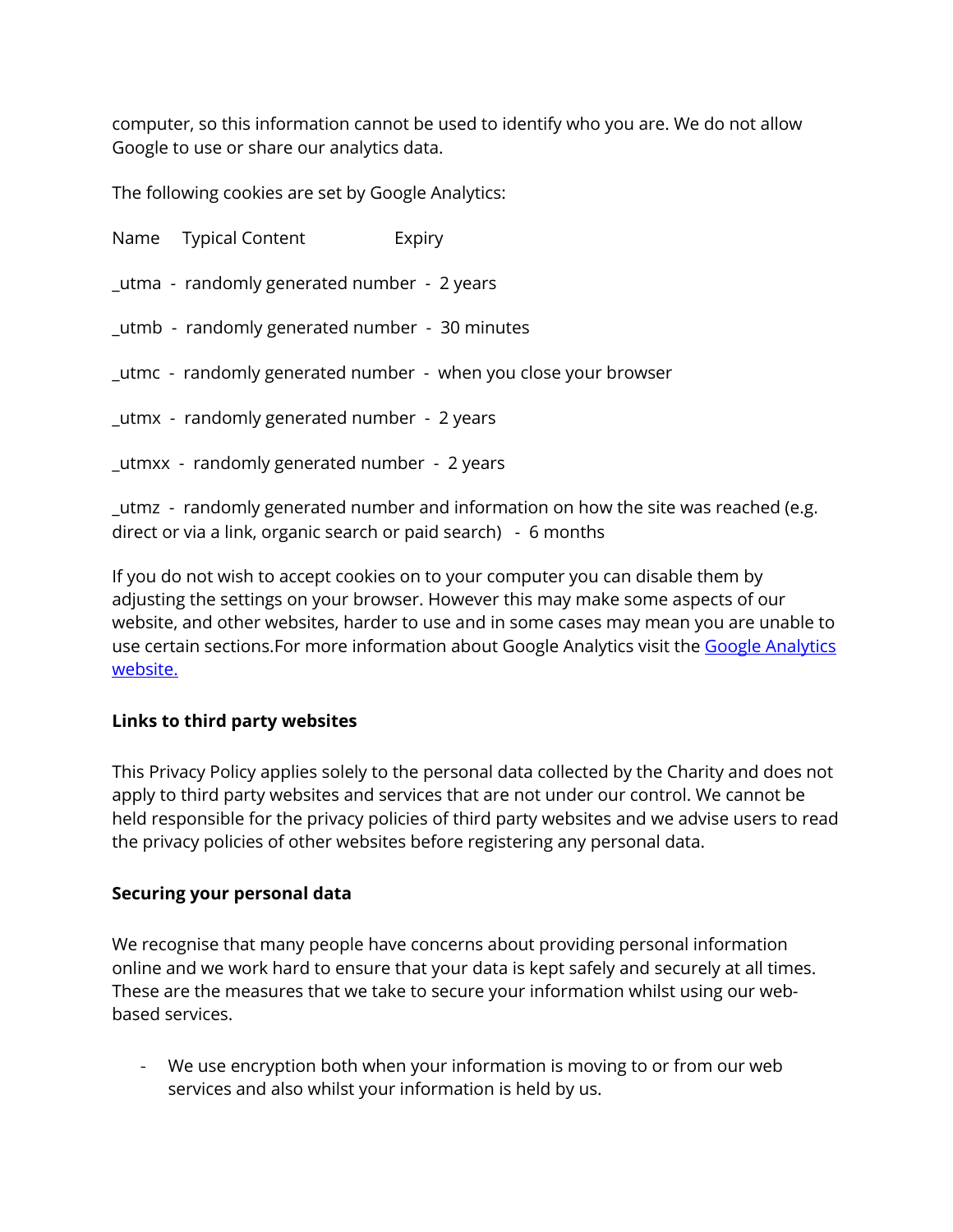computer, so this information cannot be used to identify who you are. We do not allow Google to use or share our analytics data.

The following cookies are set by Google Analytics:

Name    Typical Content    Expiry

_utma - randomly generated number - 2 years

_utmb - randomly generated number - 30 minutes

_utmc - randomly generated number - when you close your browser

_utmx - randomly generated number - 2 years

_utmxx - randomly generated number - 2 years

_utmz - randomly generated number and information on how the site was reached (e.g. direct or via a link, organic search or paid search) - 6 months

If you do not wish to accept cookies on to your computer you can disable them by adjusting the settings on your browser. However this may make some aspects of our website, and other websites, harder to use and in some cases may mean you are unable to use certain sections.For more information about Google Analytics visit the Google Analytics website.

**Links to third party websites**

This Privacy Policy applies solely to the personal data collected by the Charity and does not apply to third party websites and services that are not under our control. We cannot be held responsible for the privacy policies of third party websites and we advise users to read the privacy policies of other websites before registering any personal data.

**Securing your personal data**

We recognise that many people have concerns about providing personal information online and we work hard to ensure that your data is kept safely and securely at all times. These are the measures that we take to secure your information whilst using our web-based services.

- We use encryption both when your information is moving to or from our web services and also whilst your information is held by us.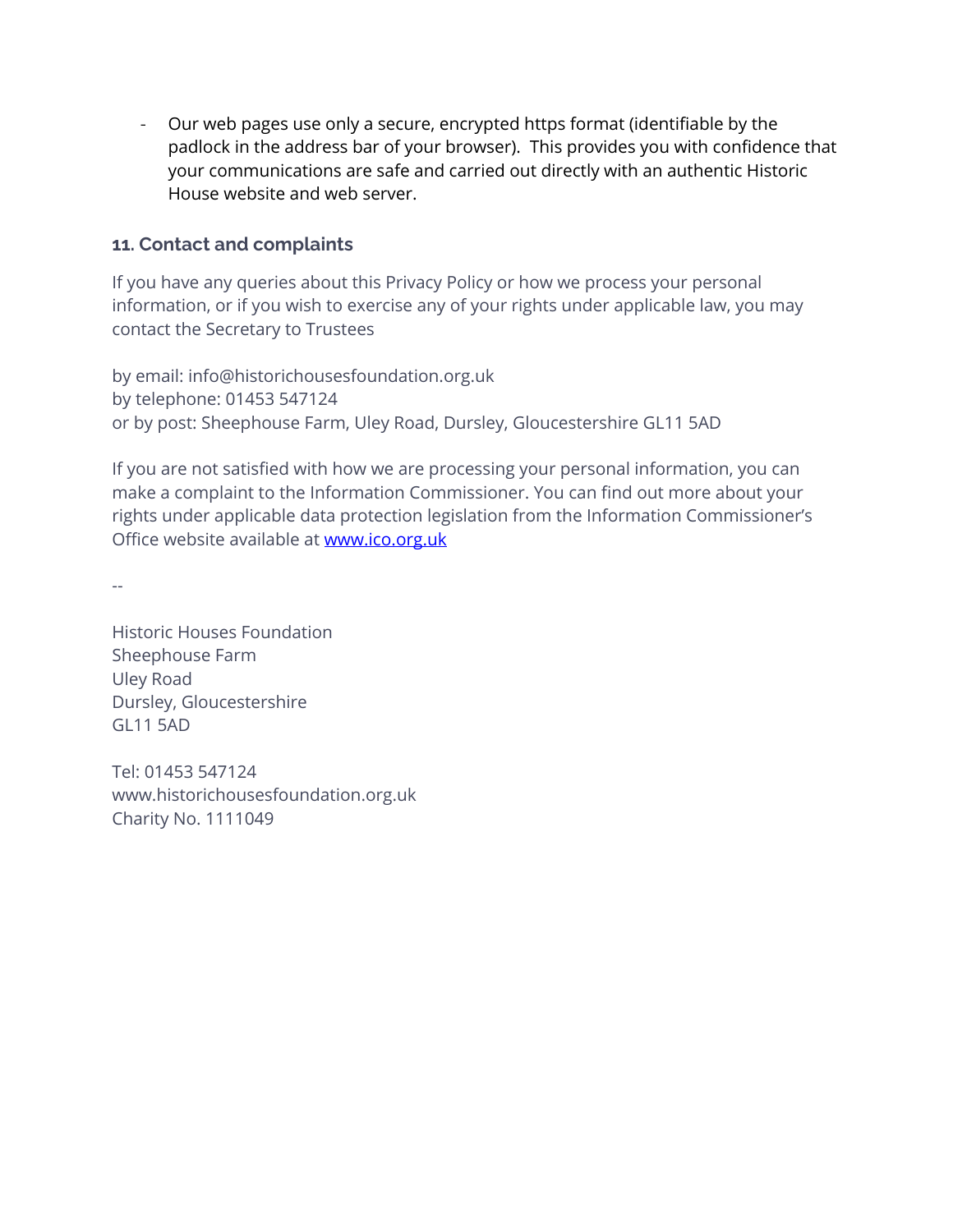- Our web pages use only a secure, encrypted https format (identifiable by the padlock in the address bar of your browser). This provides you with confidence that your communications are safe and carried out directly with an authentic Historic House website and web server.

### 11. Contact and complaints

If you have any queries about this Privacy Policy or how we process your personal information, or if you wish to exercise any of your rights under applicable law, you may contact the Secretary to Trustees

by email: info@historichousesfoundation.org.uk
by telephone: 01453 547124
or by post: Sheephouse Farm, Uley Road, Dursley, Gloucestershire GL11 5AD

If you are not satisfied with how we are processing your personal information, you can make a complaint to the Information Commissioner. You can find out more about your rights under applicable data protection legislation from the Information Commissioner's Office website available at [www.ico.org.uk](http://www.ico.org.uk)

--

Historic Houses Foundation
Sheephouse Farm
Uley Road
Dursley, Gloucestershire
GL11 5AD

Tel: 01453 547124
www.historichousesfoundation.org.uk
Charity No. 1111049